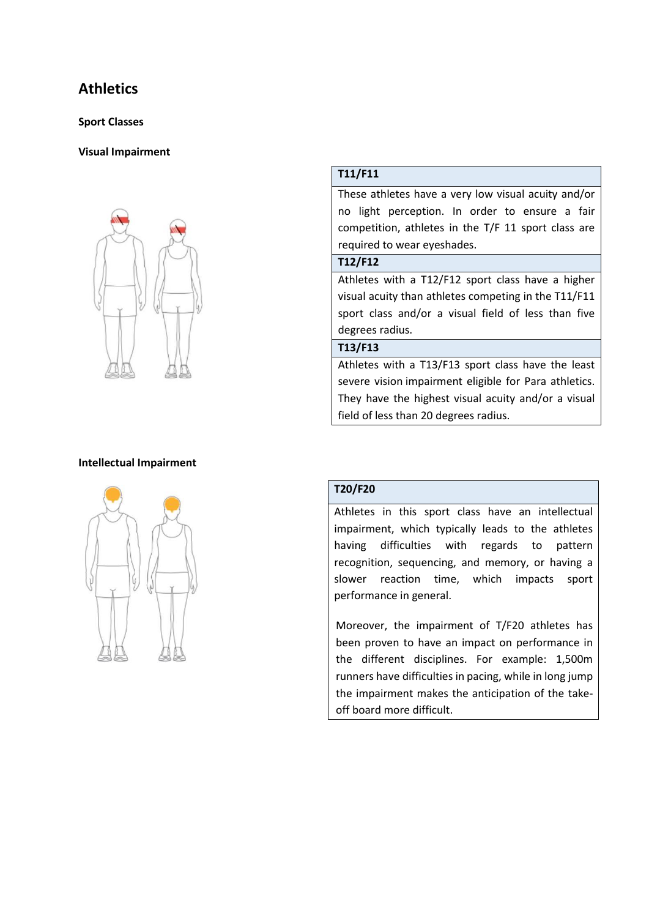# Athletics

**Sport Classes**

**Visual Impairment**

| T11/F11 |
| --- |
| These athletes have a very low visual acuity and/or no light perception. In order to ensure a fair competition, athletes in the T/F 11 sport class are required to wear eyeshades. |
| **T12/F12** |
| Athletes with a T12/F12 sport class have a higher visual acuity than athletes competing in the T11/F11 sport class and/or a visual field of less than five degrees radius. |
| **T13/F13** |
| Athletes with a T13/F13 sport class have the least severe vision impairment eligible for Para athletics. They have the highest visual acuity and/or a visual field of less than 20 degrees radius. |

**Intellectual Impairment**

| T20/F20 |
| --- |
| Athletes in this sport class have an intellectual impairment, which typically leads to the athletes having difficulties with regards to pattern recognition, sequencing, and memory, or having a slower reaction time, which impacts sport performance in general.<br><br>Moreover, the impairment of T/F20 athletes has been proven to have an impact on performance in the different disciplines. For example: 1,500m runners have difficulties in pacing, while in long jump the impairment makes the anticipation of the take-off board more difficult. |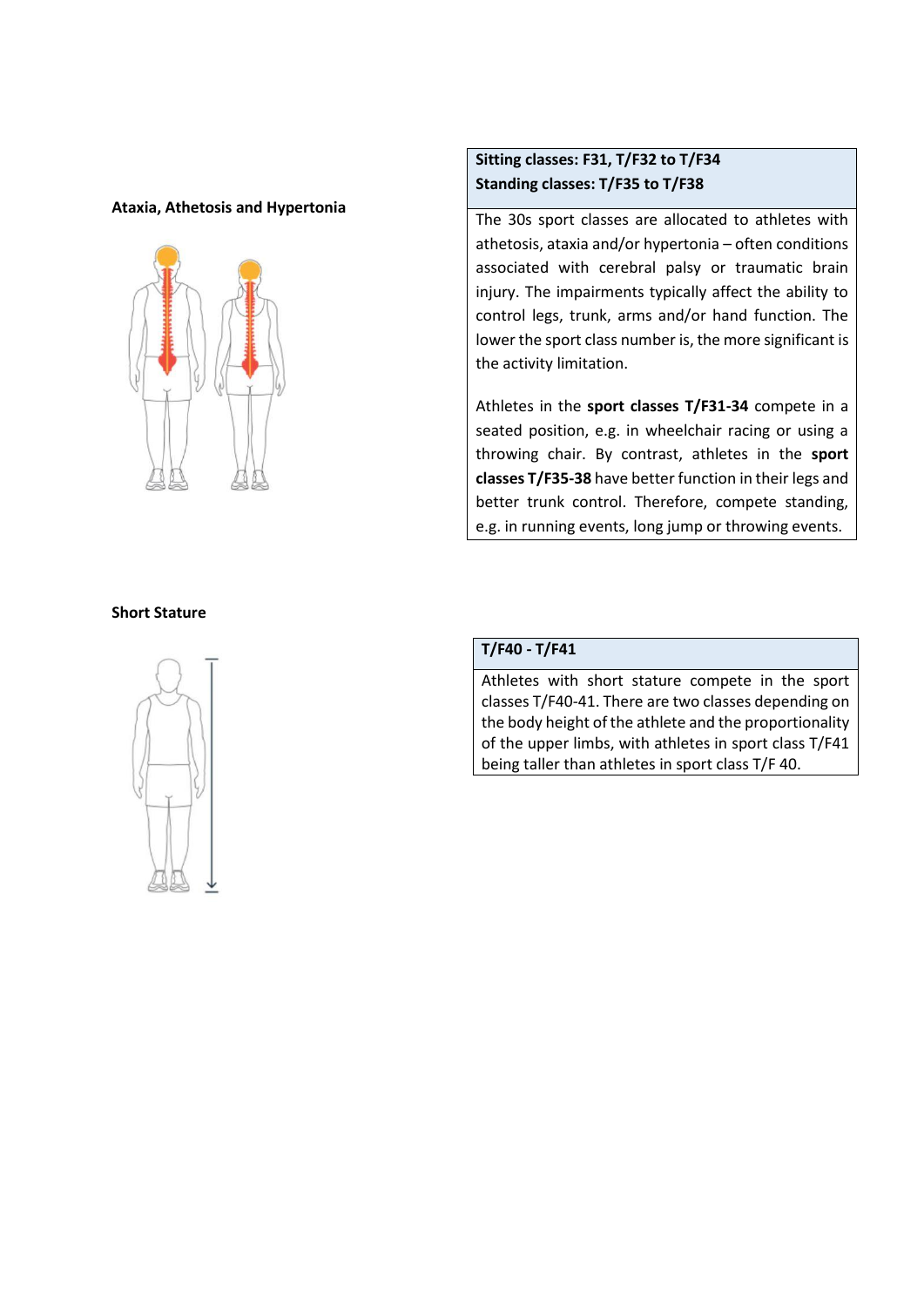### Ataxia, Athetosis and Hypertonia

| **Sitting classes: F31, T/F32 to T/F34**<br>**Standing classes: T/F35 to T/F38** |
| --- |
| The 30s sport classes are allocated to athletes with athetosis, ataxia and/or hypertonia – often conditions associated with cerebral palsy or traumatic brain injury. The impairments typically affect the ability to control legs, trunk, arms and/or hand function. The lower the sport class number is, the more significant is the activity limitation.<br><br>Athletes in the **sport classes T/F31-34** compete in a seated position, e.g. in wheelchair racing or using a throwing chair. By contrast, athletes in the **sport classes T/F35-38** have better function in their legs and better trunk control. Therefore, compete standing, e.g. in running events, long jump or throwing events. |

### Short Stature

| **T/F40 - T/F41** |
| --- |
| Athletes with short stature compete in the sport classes T/F40-41. There are two classes depending on the body height of the athlete and the proportionality of the upper limbs, with athletes in sport class T/F41 being taller than athletes in sport class T/F 40. |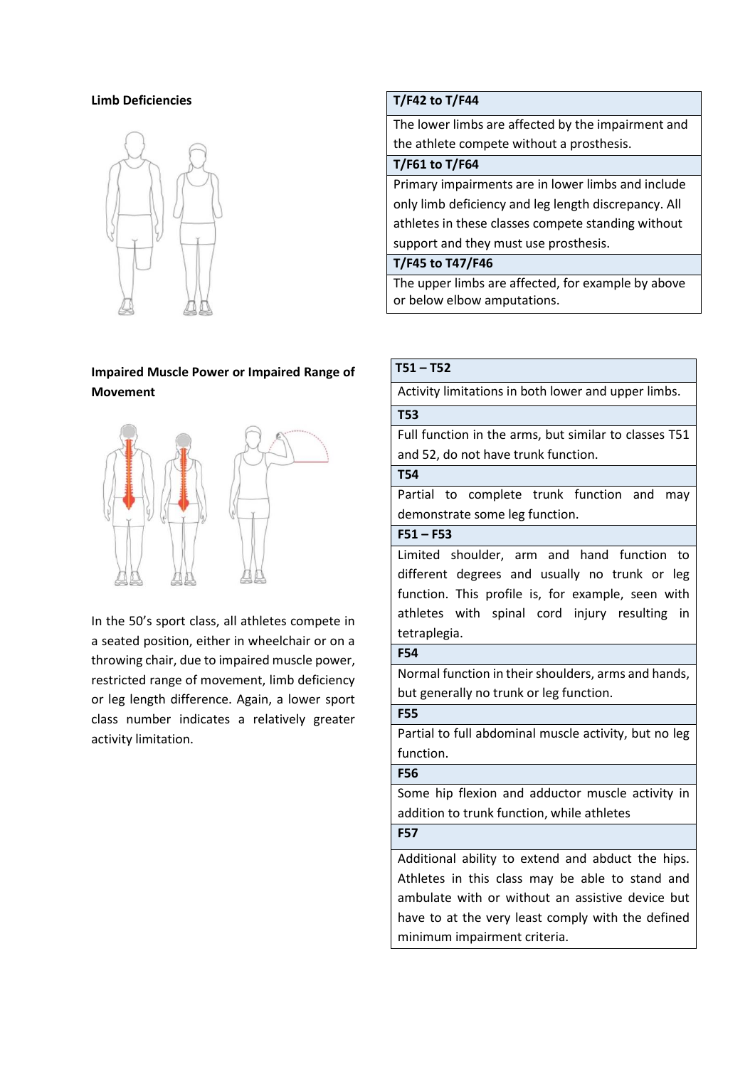**Limb Deficiencies**

| T/F42 to T/F44 |
|---|
| The lower limbs are affected by the impairment and the athlete compete without a prosthesis. |
| **T/F61 to T/F64** |
| Primary impairments are in lower limbs and include only limb deficiency and leg length discrepancy. All athletes in these classes compete standing without support and they must use prosthesis. |
| **T/F45 to T47/F46** |
| The upper limbs are affected, for example by above or below elbow amputations. |

**Impaired Muscle Power or Impaired Range of Movement**

In the 50's sport class, all athletes compete in a seated position, either in wheelchair or on a throwing chair, due to impaired muscle power, restricted range of movement, limb deficiency or leg length difference. Again, a lower sport class number indicates a relatively greater activity limitation.

| T51 – T52 |
|---|
| Activity limitations in both lower and upper limbs. |
| **T53** |
| Full function in the arms, but similar to classes T51 and 52, do not have trunk function. |
| **T54** |
| Partial to complete trunk function and may demonstrate some leg function. |
| **F51 – F53** |
| Limited shoulder, arm and hand function to different degrees and usually no trunk or leg function. This profile is, for example, seen with athletes with spinal cord injury resulting in tetraplegia. |
| **F54** |
| Normal function in their shoulders, arms and hands, but generally no trunk or leg function. |
| **F55** |
| Partial to full abdominal muscle activity, but no leg function. |
| **F56** |
| Some hip flexion and adductor muscle activity in addition to trunk function, while athletes |
| **F57** |
| Additional ability to extend and abduct the hips. Athletes in this class may be able to stand and ambulate with or without an assistive device but have to at the very least comply with the defined minimum impairment criteria. |